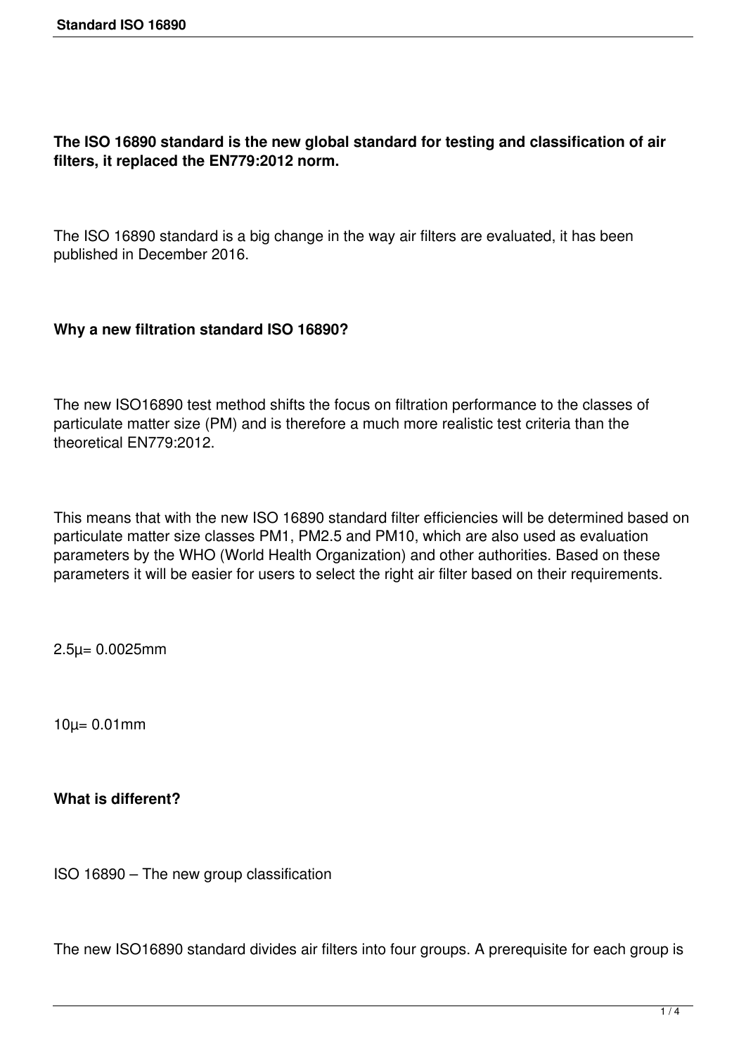**The ISO 16890 standard is the new global standard for testing and classification of air filters, it replaced the EN779:2012 norm.**

The ISO 16890 standard is a big change in the way air filters are evaluated, it has been published in December 2016.

**Why a new filtration standard ISO 16890?**

The new ISO16890 test method shifts the focus on filtration performance to the classes of particulate matter size (PM) and is therefore a much more realistic test criteria than the theoretical EN779:2012.

This means that with the new ISO 16890 standard filter efficiencies will be determined based on particulate matter size classes PM1, PM2.5 and PM10, which are also used as evaluation parameters by the WHO (World Health Organization) and other authorities. Based on these parameters it will be easier for users to select the right air filter based on their requirements.

2.5µ= 0.0025mm

10µ= 0.01mm

**What is different?**

ISO 16890 – The new group classification

The new ISO16890 standard divides air filters into four groups. A prerequisite for each group is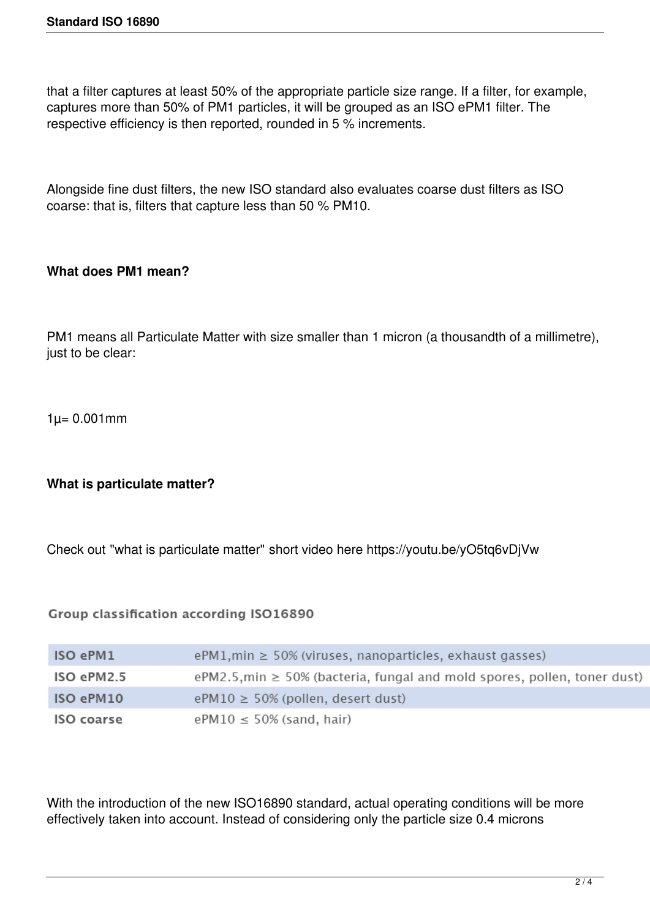that a filter captures at least 50% of the appropriate particle size range. If a filter, for example, captures more than 50% of PM1 particles, it will be grouped as an ISO ePM1 filter. The respective efficiency is then reported, rounded in 5 % increments.

Alongside fine dust filters, the new ISO standard also evaluates coarse dust filters as ISO coarse: that is, filters that capture less than 50 % PM10.

**What does PM1 mean?**

PM1 means all Particulate Matter with size smaller than 1 micron (a thousandth of a millimetre), just to be clear:

1µ= 0.001mm

**What is particulate matter?**

Check out "what is particulate matter" short video here https://youtu.be/yO5tq6vDjVw

Group classification according ISO16890

| | |
|---|---|
| ISO ePM1 | ePM1,min ≥ 50% (viruses, nanoparticles, exhaust gasses) |
| ISO ePM2.5 | ePM2.5,min ≥ 50% (bacteria, fungal and mold spores, pollen, toner dust) |
| ISO ePM10 | ePM10 ≥ 50% (pollen, desert dust) |
| ISO coarse | ePM10 ≤ 50% (sand, hair) |

With the introduction of the new ISO16890 standard, actual operating conditions will be more effectively taken into account. Instead of considering only the particle size 0.4 microns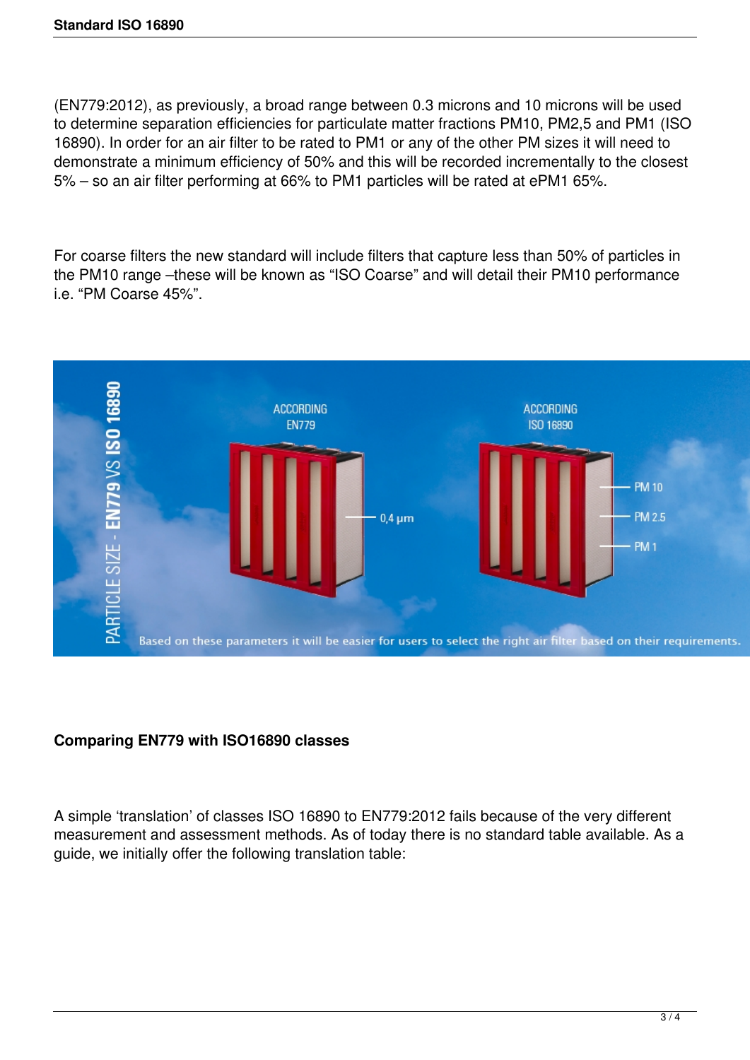(EN779:2012), as previously, a broad range between 0.3 microns and 10 microns will be used to determine separation efficiencies for particulate matter fractions PM10, PM2,5 and PM1 (ISO 16890). In order for an air filter to be rated to PM1 or any of the other PM sizes it will need to demonstrate a minimum efficiency of 50% and this will be recorded incrementally to the closest 5% – so an air filter performing at 66% to PM1 particles will be rated at ePM1 65%.

For coarse filters the new standard will include filters that capture less than 50% of particles in the PM10 range –these will be known as “ISO Coarse” and will detail their PM10 performance i.e. “PM Coarse 45%”.

PARTICLE SIZE - EN779 VS ISO 16890

ACCORDING EN779 — 0,4 µm

ACCORDING ISO 16890 — PM 10, PM 2.5, PM 1

Based on these parameters it will be easier for users to select the right air filter based on their requirements.

**Comparing EN779 with ISO16890 classes**

A simple ‘translation’ of classes ISO 16890 to EN779:2012 fails because of the very different measurement and assessment methods. As of today there is no standard table available. As a guide, we initially offer the following translation table: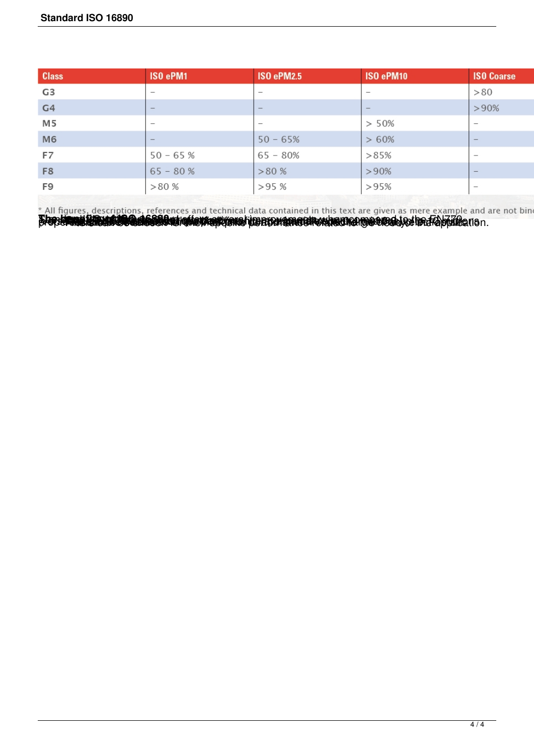| Class | ISO ePM1 | ISO ePM2.5 | ISO ePM10 | ISO Coarse |
|---|---|---|---|---|
| G3 | – | – | – | >80 |
| G4 | – | – | – | >90% |
| M5 | – | – | > 50% | – |
| M6 | – | 50 – 65% | > 60% | – |
| F7 | 50 – 65 % | 65 – 80% | >85% | – |
| F8 | 65 – 80 % | >80 % | >90% | – |
| F9 | >80 % | >95 % | >95% | – |

* All figures, descriptions, references and technical data contained in this text are given as mere example and are not bind